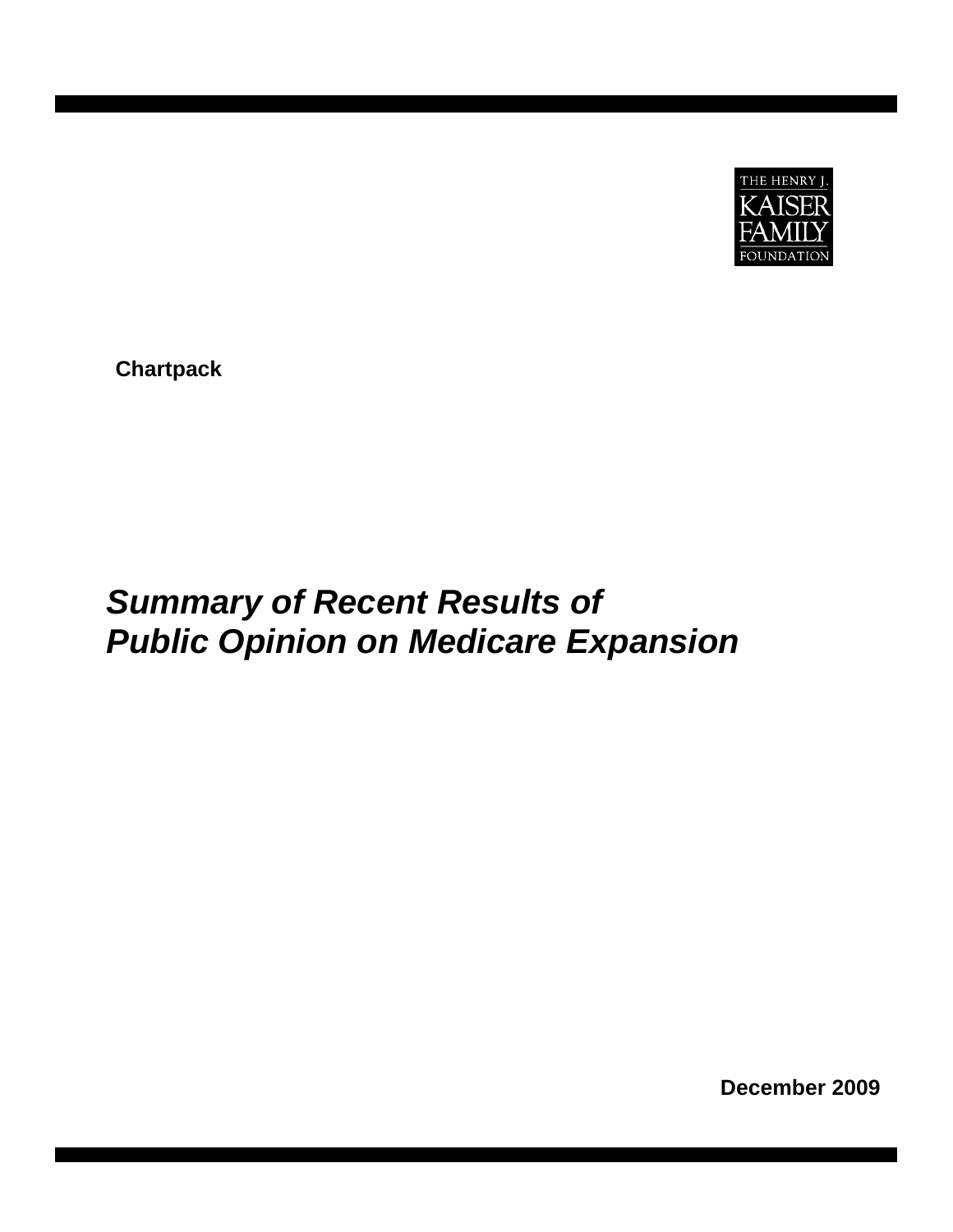THE HENRY J. KAISER FAMILY FOUNDATION

**Chartpack**

# *Summary of Recent Results of Public Opinion on Medicare Expansion*

**December 2009**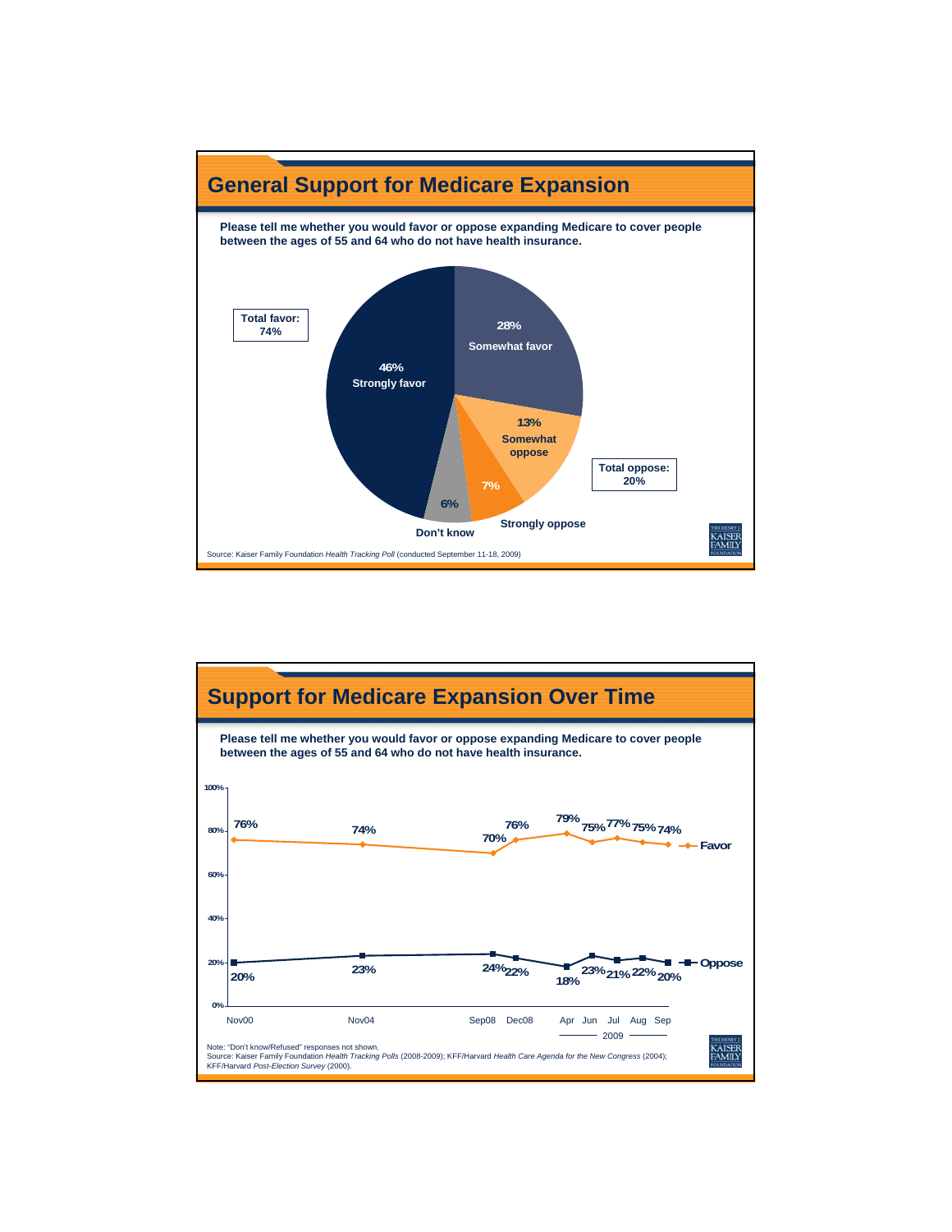## General Support for Medicare Expansion

**Please tell me whether you would favor or oppose expanding Medicare to cover people between the ages of 55 and 64 who do not have health insurance.**

Total favor: 74%

46% Strongly favor

28% Somewhat favor

13% Somewhat oppose

7% Strongly oppose

6% Don't know

Total oppose: 20%

Source: Kaiser Family Foundation *Health Tracking Poll* (conducted September 11-18, 2009)

## Support for Medicare Expansion Over Time

**Please tell me whether you would favor or oppose expanding Medicare to cover people between the ages of 55 and 64 who do not have health insurance.**

100%
80%
60%
40%
20%
0%

Favor: 76% 74% 70% 76% 79% 75% 77% 75% 74%

Oppose: 20% 23% 24% 22% 18% 23% 21% 22% 20%

Nov00 Nov04 Sep08 Dec08 Apr Jun Jul Aug Sep

2009

Note: "Don't know/Refused" responses not shown.
Source: Kaiser Family Foundation *Health Tracking Polls* (2008-2009); KFF/Harvard *Health Care Agenda for the New Congress* (2004); KFF/Harvard *Post-Election Survey* (2000).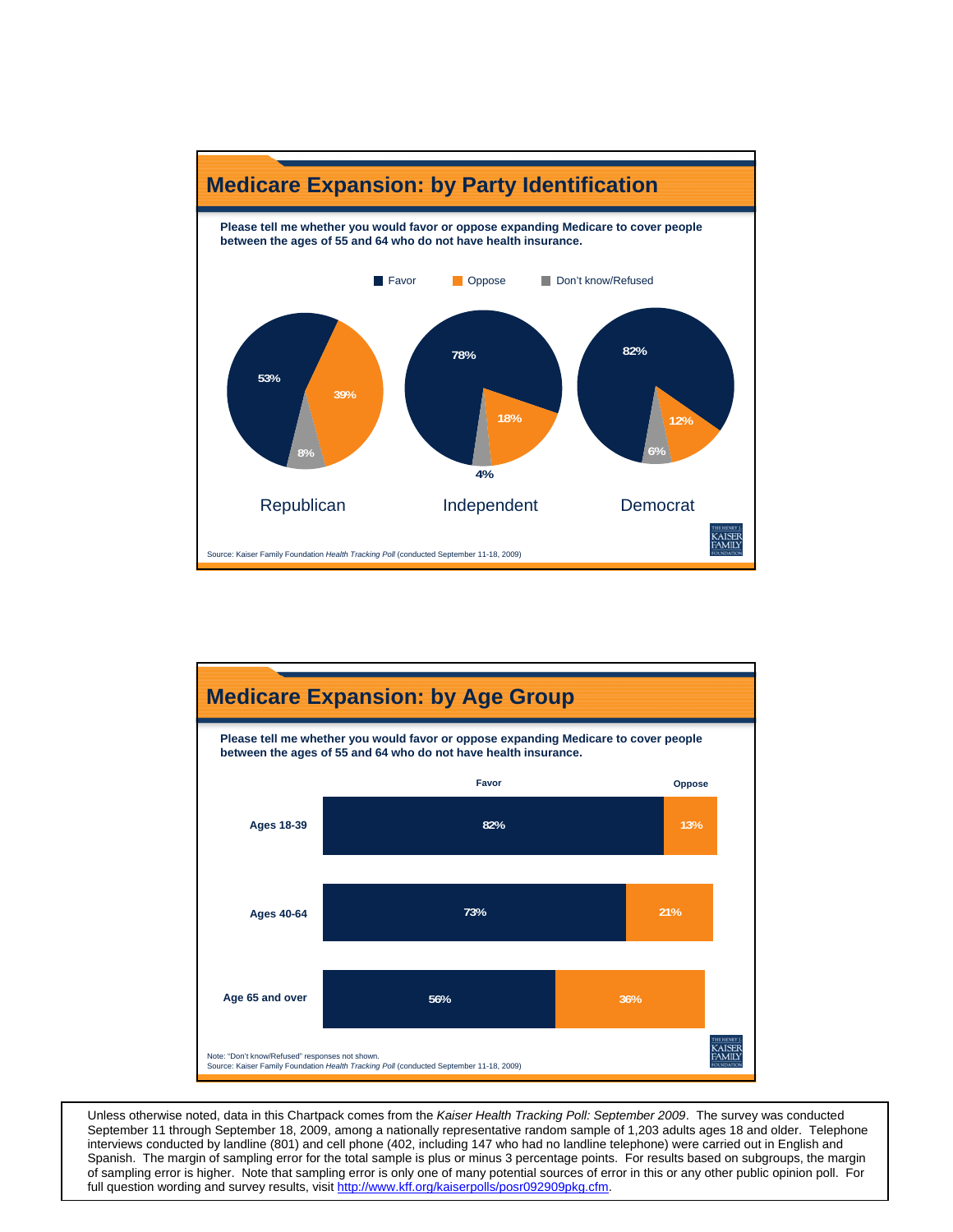## Medicare Expansion: by Party Identification

**Please tell me whether you would favor or oppose expanding Medicare to cover people between the ages of 55 and 64 who do not have health insurance.**

Favor
Oppose
Don't know/Refused

Republican
53%
39%
8%

Independent
78%
18%
4%

Democrat
82%
12%
6%

Source: Kaiser Family Foundation *Health Tracking Poll* (conducted September 11-18, 2009)

## Medicare Expansion: by Age Group

**Please tell me whether you would favor or oppose expanding Medicare to cover people between the ages of 55 and 64 who do not have health insurance.**

Favor
Oppose

Ages 18-39
82%
13%

Ages 40-64
73%
21%

Age 65 and over
56%
36%

Note: "Don't know/Refused" responses not shown.
Source: Kaiser Family Foundation *Health Tracking Poll* (conducted September 11-18, 2009)

Unless otherwise noted, data in this Chartpack comes from the *Kaiser Health Tracking Poll: September 2009*. The survey was conducted September 11 through September 18, 2009, among a nationally representative random sample of 1,203 adults ages 18 and older. Telephone interviews conducted by landline (801) and cell phone (402, including 147 who had no landline telephone) were carried out in English and Spanish. The margin of sampling error for the total sample is plus or minus 3 percentage points. For results based on subgroups, the margin of sampling error is higher. Note that sampling error is only one of many potential sources of error in this or any other public opinion poll. For full question wording and survey results, visit http://www.kff.org/kaiserpolls/posr092909pkg.cfm.